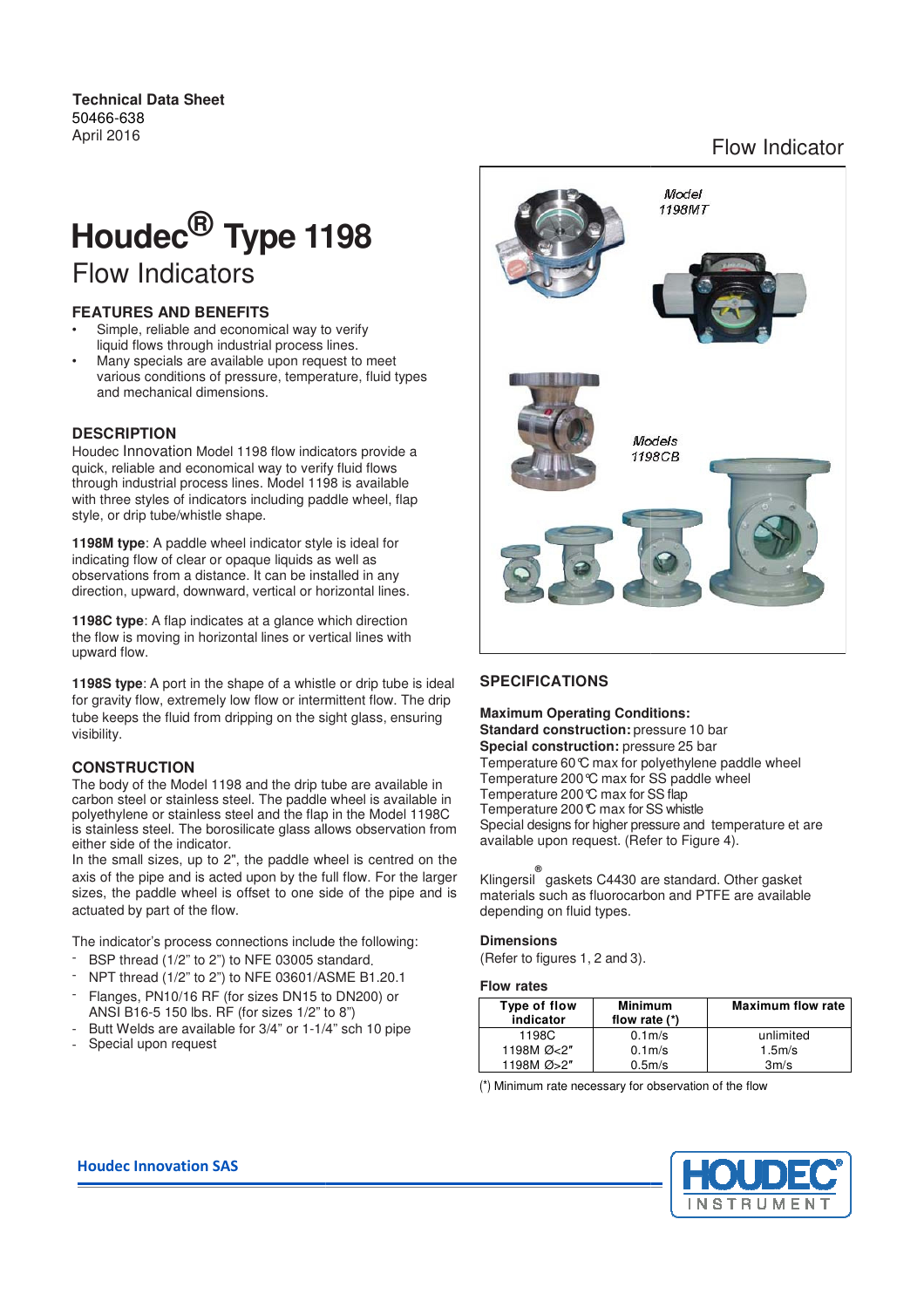**Technical Data Sheet**
50466-638
April 2016

Flow Indicator

# Houdec® Type 1198

## Flow Indicators

### FEATURES AND BENEFITS

- Simple, reliable and economical way to verify liquid flows through industrial process lines.
- Many specials are available upon request to meet various conditions of pressure, temperature, fluid types and mechanical dimensions.

### DESCRIPTION

Houdec Innovation Model 1198 flow indicators provide a quick, reliable and economical way to verify fluid flows through industrial process lines. Model 1198 is available with three styles of indicators including paddle wheel, flap style, or drip tube/whistle shape.

**1198M type**: A paddle wheel indicator style is ideal for indicating flow of clear or opaque liquids as well as observations from a distance. It can be installed in any direction, upward, downward, vertical or horizontal lines.

**1198C type**: A flap indicates at a glance which direction the flow is moving in horizontal lines or vertical lines with upward flow.

**1198S type**: A port in the shape of a whistle or drip tube is ideal for gravity flow, extremely low flow or intermittent flow. The drip tube keeps the fluid from dripping on the sight glass, ensuring visibility.

### CONSTRUCTION

The body of the Model 1198 and the drip tube are available in carbon steel or stainless steel. The paddle wheel is available in polyethylene or stainless steel and the flap in the Model 1198C is stainless steel. The borosilicate glass allows observation from either side of the indicator.

In the small sizes, up to 2", the paddle wheel is centred on the axis of the pipe and is acted upon by the full flow. For the larger sizes, the paddle wheel is offset to one side of the pipe and is actuated by part of the flow.

The indicator's process connections include the following:

- BSP thread (1/2" to 2") to NFE 03005 standard.
- NPT thread (1/2" to 2") to NFE 03601/ASME B1.20.1
- Flanges, PN10/16 RF (for sizes DN15 to DN200) or ANSI B16-5 150 lbs. RF (for sizes 1/2" to 8")
- Butt Welds are available for 3/4" or 1-1/4" sch 10 pipe
- Special upon request

Model 1198MT

Models 1198CB

### SPECIFICATIONS

**Maximum Operating Conditions:**
**Standard construction:** pressure 10 bar
**Special construction:** pressure 25 bar
Temperature 60°C max for polyethylene paddle wheel
Temperature 200°C max for SS paddle wheel
Temperature 200°C max for SS flap
Temperature 200°C max for SS whistle
Special designs for higher pressure and temperature et are available upon request. (Refer to Figure 4).

Klingersil® gaskets C4430 are standard. Other gasket materials such as fluorocarbon and PTFE are available depending on fluid types.

**Dimensions**
(Refer to figures 1, 2 and 3).

**Flow rates**

| Type of flow indicator | Minimum flow rate (*) | Maximum flow rate |
|---|---|---|
| 1198C | 0.1m/s | unlimited |
| 1198M Ø<2" | 0.1m/s | 1.5m/s |
| 1198M Ø>2" | 0.5m/s | 3m/s |

(*) Minimum rate necessary for observation of the flow

**Houdec Innovation SAS**

HOUDEC® INSTRUMENT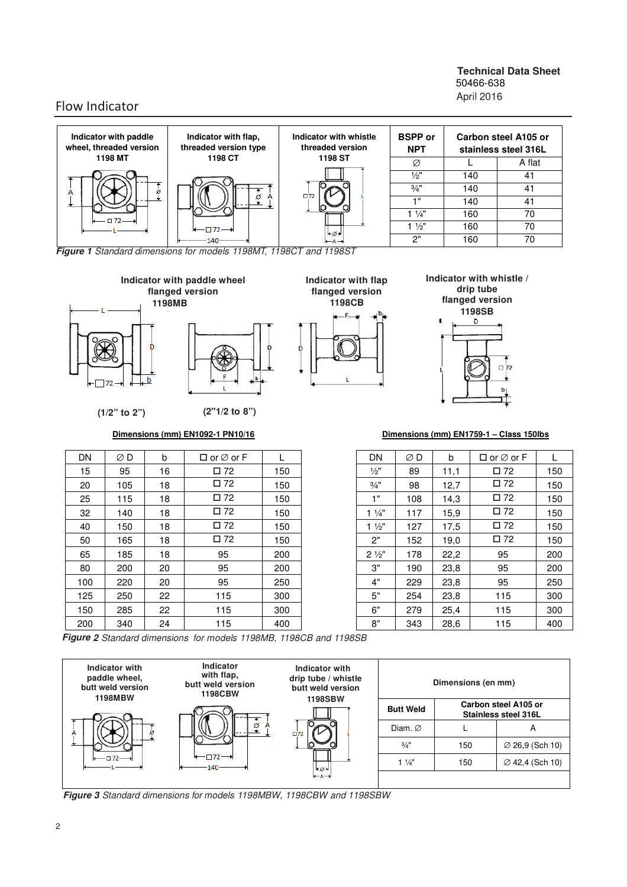**Technical Data Sheet**
50466-638
April 2016

# Flow Indicator

| Indicator with paddle wheel, threaded version 1198 MT | Indicator with flap, threaded version type 1198 CT | Indicator with whistle threaded version 1198 ST | BSPP or NPT | Carbon steel A105 or stainless steel 316L | |
|---|---|---|---|---|---|
| | | | ∅ | L | A flat |
| | | | ½" | 140 | 41 |
| | | | ¾" | 140 | 41 |
| | | | 1" | 140 | 41 |
| | | | 1 ¼" | 160 | 70 |
| | | | 1 ½" | 160 | 70 |
| | | | 2" | 160 | 70 |

***Figure 1*** *Standard dimensions for models 1198MT, 1198CT and 1198ST*

**Indicator with paddle wheel flanged version 1198MB** (1/2" to 2") (2"1/2 to 8")

**Indicator with flap flanged version 1198CB**

**Indicator with whistle / drip tube flanged version 1198SB**

**Dimensions (mm) EN1092-1 PN10/16**

| DN | ∅ D | b | □ or ∅ or F | L |
|---|---|---|---|---|
| 15 | 95 | 16 | □ 72 | 150 |
| 20 | 105 | 18 | □ 72 | 150 |
| 25 | 115 | 18 | □ 72 | 150 |
| 32 | 140 | 18 | □ 72 | 150 |
| 40 | 150 | 18 | □ 72 | 150 |
| 50 | 165 | 18 | □ 72 | 150 |
| 65 | 185 | 18 | 95 | 200 |
| 80 | 200 | 20 | 95 | 200 |
| 100 | 220 | 20 | 95 | 250 |
| 125 | 250 | 22 | 115 | 300 |
| 150 | 285 | 22 | 115 | 300 |
| 200 | 340 | 24 | 115 | 400 |

**Dimensions (mm) EN1759-1 – Class 150lbs**

| DN | ∅ D | b | □ or ∅ or F | L |
|---|---|---|---|---|
| ½" | 89 | 11,1 | □ 72 | 150 |
| ¾" | 98 | 12,7 | □ 72 | 150 |
| 1" | 108 | 14,3 | □ 72 | 150 |
| 1 ¼" | 117 | 15,9 | □ 72 | 150 |
| 1 ½" | 127 | 17,5 | □ 72 | 150 |
| 2" | 152 | 19,0 | □ 72 | 150 |
| 2 ½" | 178 | 22,2 | 95 | 200 |
| 3" | 190 | 23,8 | 95 | 200 |
| 4" | 229 | 23,8 | 95 | 250 |
| 5" | 254 | 23,8 | 115 | 300 |
| 6" | 279 | 25,4 | 115 | 300 |
| 8" | 343 | 28,6 | 115 | 400 |

***Figure 2*** *Standard dimensions for models 1198MB, 1198CB and 1198SB*

**Indicator with paddle wheel, butt weld version 1198MBW**

**Indicator with flap, butt weld version 1198CBW**

**Indicator with drip tube / whistle butt weld version 1198SBW**

**Dimensions (en mm)**

| Butt Weld | Carbon steel A105 or Stainless steel 316L | |
|---|---|---|
| Diam. ∅ | L | A |
| ¾" | 150 | ∅ 26,9 (Sch 10) |
| 1 ¼" | 150 | ∅ 42,4 (Sch 10) |

***Figure 3*** *Standard dimensions for models 1198MBW, 1198CBW and 1198SBW*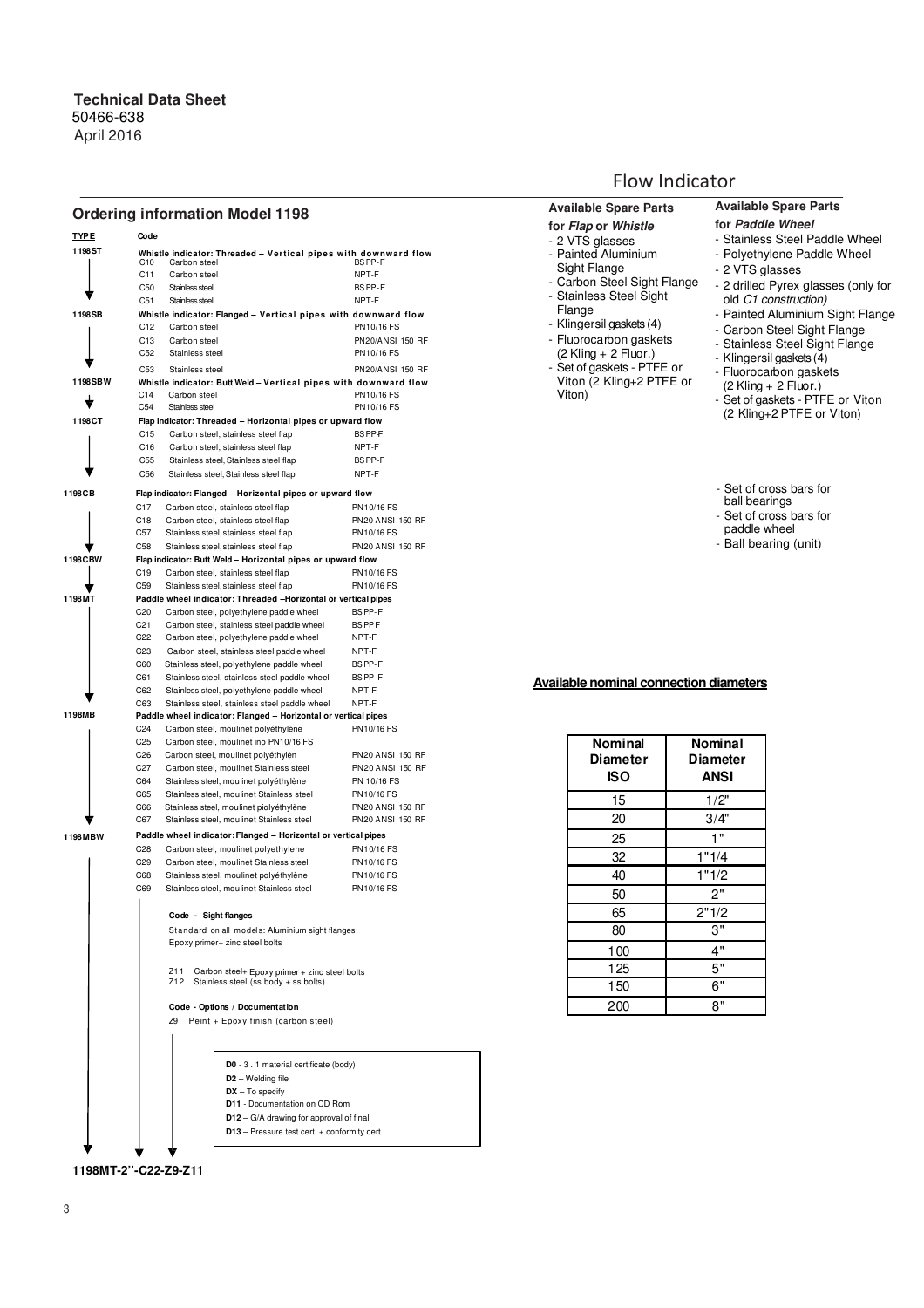**Technical Data Sheet**
50466-638
April 2016

# Flow Indicator

## Ordering information Model 1198

| TYPE | Code | | |
|---|---|---|---|
| 1198ST | | Whistle indicator: Threaded – Vertical pipes with downward flow | |
| | C10 | Carbon steel | BSPP-F |
| | C11 | Carbon steel | NPT-F |
| | C50 | Stainless steel | BSPP-F |
| | C51 | Stainless steel | NPT-F |
| 1198SB | | Whistle indicator: Flanged – Vertical pipes with downward flow | |
| | C12 | Carbon steel | PN10/16 FS |
| | C13 | Carbon steel | PN20/ANSI 150 RF |
| | C52 | Stainless steel | PN10/16 FS |
| | C53 | Stainless steel | PN20/ANSI 150 RF |
| 1198SBW | | Whistle indicator: Butt Weld – Vertical pipes with downward flow | |
| | C14 | Carbon steel | PN10/16 FS |
| | C54 | Stainless steel | PN10/16 FS |
| 1198CT | | Flap indicator: Threaded – Horizontal pipes or upward flow | |
| | C15 | Carbon steel, stainless steel flap | BSPP-F |
| | C16 | Carbon steel, stainless steel flap | NPT-F |
| | C55 | Stainless steel, Stainless steel flap | BSPP-F |
| | C56 | Stainless steel, Stainless steel flap | NPT-F |
| 1198CB | | Flap indicator: Flanged – Horizontal pipes or upward flow | |
| | C17 | Carbon steel, stainless steel flap | PN10/16 FS |
| | C18 | Carbon steel, stainless steel flap | PN20 ANSI 150 RF |
| | C57 | Stainless steel, stainless steel flap | PN10/16 FS |
| | C58 | Stainless steel, stainless steel flap | PN20 ANSI 150 RF |
| 1198CBW | | Flap indicator: Butt Weld – Horizontal pipes or upward flow | |
| | C19 | Carbon steel, stainless steel flap | PN10/16 FS |
| | C59 | Stainless steel, stainless steel flap | PN10/16 FS |
| 1198MT | | Paddle wheel indicator: Threaded –Horizontal or vertical pipes | |
| | C20 | Carbon steel, polyethylene paddle wheel | BSPP-F |
| | C21 | Carbon steel, stainless steel paddle wheel | BSPPF |
| | C22 | Carbon steel, polyethylene paddle wheel | NPT-F |
| | C23 | Carbon steel, stainless steel paddle wheel | NPT-F |
| | C60 | Stainless steel, polyethylene paddle wheel | BSPP-F |
| | C61 | Stainless steel, stainless steel paddle wheel | BSPP-F |
| | C62 | Stainless steel, polyethylene paddle wheel | NPT-F |
| | C63 | Stainless steel, stainless steel paddle wheel | NPT-F |
| 1198MB | | Paddle wheel indicator: Flanged – Horizontal or vertical pipes | |
| | C24 | Carbon steel, moulinet polyéthylène | PN10/16 FS |
| | C25 | Carbon steel, moulinet ino PN10/16 FS | |
| | C26 | Carbon steel, moulinet polyéthylèn | PN20 ANSI 150 RF |
| | C27 | Carbon steel, moulinet Stainless steel | PN20 ANSI 150 RF |
| | C64 | Stainless steel, moulinet polyéthylène | PN 10/16 FS |
| | C65 | Stainless steel, moulinet Stainless steel | PN10/16 FS |
| | C66 | Stainless steel, moulinet piolyéthylène | PN20 ANSI 150 RF |
| | C67 | Stainless steel, moulinet Stainless steel | PN20 ANSI 150 RF |
| 1198MBW | | Paddle wheel indicator: Flanged – Horizontal or vertical pipes | |
| | C28 | Carbon steel, moulinet polyethylene | PN10/16 FS |
| | C29 | Carbon steel, moulinet Stainless steel | PN10/16 FS |
| | C68 | Stainless steel, moulinet polyéthylène | PN10/16 FS |
| | C69 | Stainless steel, moulinet Stainless steel | PN10/16 FS |

**Code - Sight flanges**

Standard on all models: Aluminium sight flanges
Epoxy primer+ zinc steel bolts

Z11 Carbon steel+ Epoxy primer + zinc steel bolts
Z12 Stainless steel (ss body + ss bolts)

**Code - Options / Documentation**

Z9 Peint + Epoxy finish (carbon steel)

- **D0** - 3 . 1 material certificate (body)
- **D2** – Welding file
- **DX** – To specify
- **D11** - Documentation on CD Rom
- **D12** – G/A drawing for approval of final
- **D13** – Pressure test cert. + conformity cert.

**1198MT-2''-C22-Z9-Z11**

### Available Spare Parts for *Flap* or *Whistle*

- 2 VTS glasses
- Painted Aluminium Sight Flange
- Carbon Steel Sight Flange
- Stainless Steel Sight Flange
- Klingersil gaskets (4)
- Fluorocarbon gaskets (2 Kling + 2 Fluor.)
- Set of gaskets - PTFE or Viton (2 Kling+2 PTFE or Viton)

### Available Spare Parts for *Paddle Wheel*

- Stainless Steel Paddle Wheel
- Polyethylene Paddle Wheel
- 2 VTS glasses
- 2 drilled Pyrex glasses (only for old *C1 construction)*
- Painted Aluminium Sight Flange
- Carbon Steel Sight Flange
- Stainless Steel Sight Flange
- Klingersil gaskets (4)
- Fluorocarbon gaskets (2 Kling + 2 Fluor.)
- Set of gaskets - PTFE or Viton (2 Kling+2 PTFE or Viton)

- Set of cross bars for ball bearings
- Set of cross bars for paddle wheel
- Ball bearing (unit)

**Available nominal connection diameters**

| Nominal Diameter ISO | Nominal Diameter ANSI |
|---|---|
| 15 | 1/2" |
| 20 | 3/4" |
| 25 | 1" |
| 32 | 1"1/4 |
| 40 | 1"1/2 |
| 50 | 2" |
| 65 | 2"1/2 |
| 80 | 3" |
| 100 | 4" |
| 125 | 5" |
| 150 | 6" |
| 200 | 8" |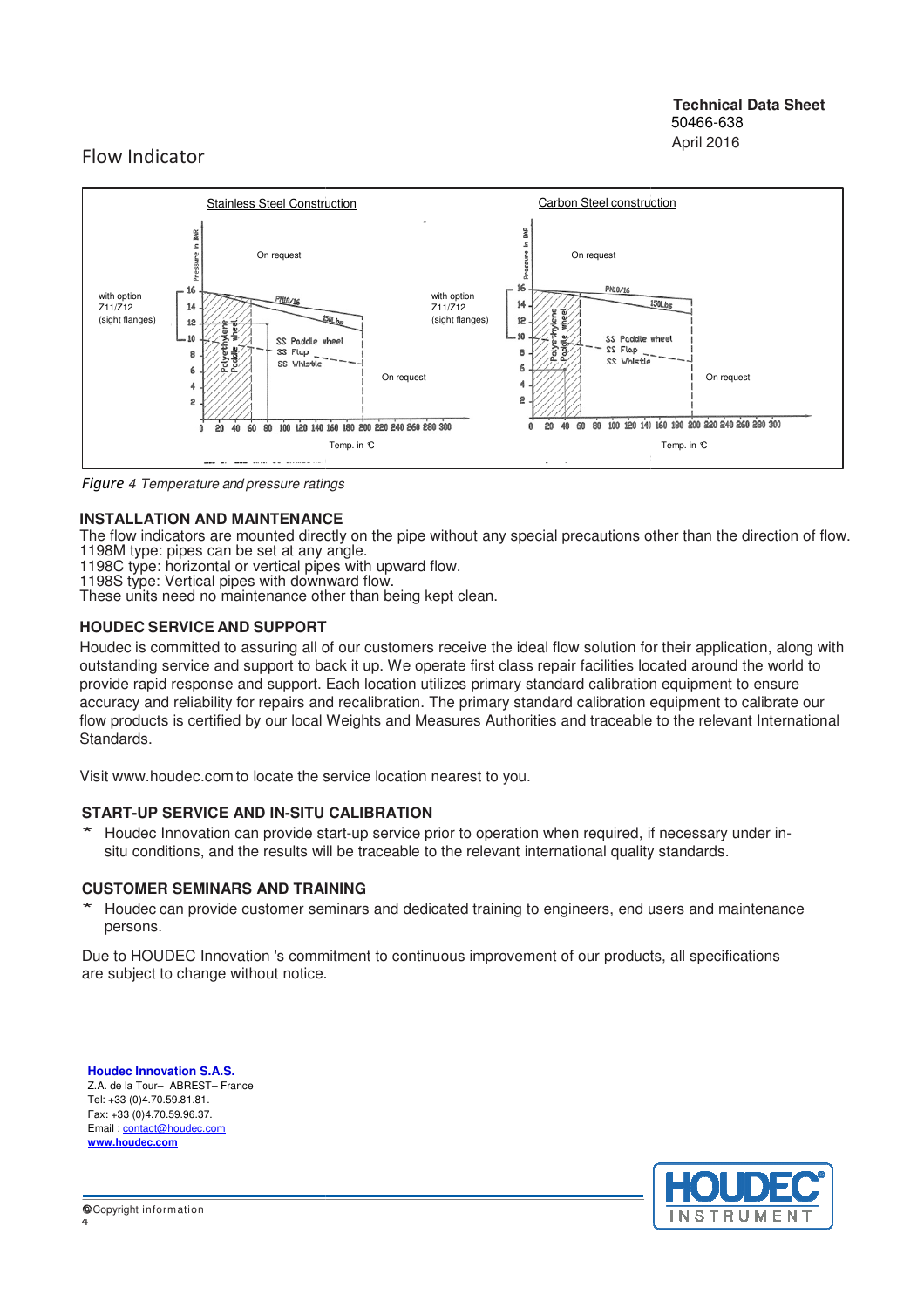# Flow Indicator

Technical Data Sheet
50466-638
April 2016

Stainless Steel Construction

Pressure in BAR

On request

with option
Z11/Z12
(sight flanges)

16
14
12
10
8
6
4
2

PN10/16

150Lbs

Polyethylene Paddle wheel

SS Paddle wheel
SS Flap
SS Whistle

On request

0 20 40 60 80 100 120 140 160 180 200 220 240 260 280 300

Temp. in °C

Carbon Steel construction

Pressure in BAR

On request

with option
Z11/Z12
(sight flanges)

16
14
12
10
8
6
4
2

PN10/16

150Lbs

Polyethylene Paddle wheel

SS Paddle wheel
SS Flap
SS Whistle

On request

0 20 40 60 80 100 120 140 160 180 200 220 240 260 280 300

Temp. in °C

*Figure 4 Temperature and pressure ratings*

## INSTALLATION AND MAINTENANCE

The flow indicators are mounted directly on the pipe without any special precautions other than the direction of flow.
1198M type: pipes can be set at any angle.
1198C type: horizontal or vertical pipes with upward flow.
1198S type: Vertical pipes with downward flow.
These units need no maintenance other than being kept clean.

## HOUDEC SERVICE AND SUPPORT

Houdec is committed to assuring all of our customers receive the ideal flow solution for their application, along with outstanding service and support to back it up. We operate first class repair facilities located around the world to provide rapid response and support. Each location utilizes primary standard calibration equipment to ensure accuracy and reliability for repairs and recalibration. The primary standard calibration equipment to calibrate our flow products is certified by our local Weights and Measures Authorities and traceable to the relevant International Standards.

Visit www.houdec.com to locate the service location nearest to you.

## START-UP SERVICE AND IN-SITU CALIBRATION

* Houdec Innovation can provide start-up service prior to operation when required, if necessary under in-situ conditions, and the results will be traceable to the relevant international quality standards.

## CUSTOMER SEMINARS AND TRAINING

* Houdec can provide customer seminars and dedicated training to engineers, end users and maintenance persons.

Due to HOUDEC Innovation 's commitment to continuous improvement of our products, all specifications are subject to change without notice.

**Houdec Innovation S.A.S.**
Z.A. de la Tour– ABREST– France
Tel: +33 (0)4.70.59.81.81.
Fax: +33 (0)4.70.59.96.37.
Email : contact@houdec.com
**www.houdec.com**

HOUDEC INSTRUMENT

©Copyright information